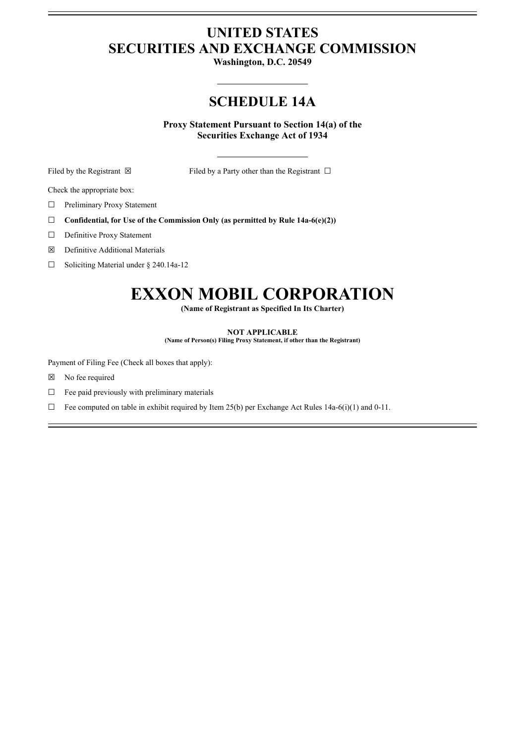# UNITED STATES
# SECURITIES AND EXCHANGE COMMISSION

**Washington, D.C. 20549**

## SCHEDULE 14A

**Proxy Statement Pursuant to Section 14(a) of the Securities Exchange Act of 1934**

Filed by the Registrant ☒ Filed by a Party other than the Registrant ☐

Check the appropriate box:

☐ Preliminary Proxy Statement

☐ **Confidential, for Use of the Commission Only (as permitted by Rule 14a-6(e)(2))**

☐ Definitive Proxy Statement

☒ Definitive Additional Materials

☐ Soliciting Material under § 240.14a-12

# EXXON MOBIL CORPORATION

**(Name of Registrant as Specified In Its Charter)**

**NOT APPLICABLE**

**(Name of Person(s) Filing Proxy Statement, if other than the Registrant)**

Payment of Filing Fee (Check all boxes that apply):

☒ No fee required

☐ Fee paid previously with preliminary materials

☐ Fee computed on table in exhibit required by Item 25(b) per Exchange Act Rules 14a-6(i)(1) and 0-11.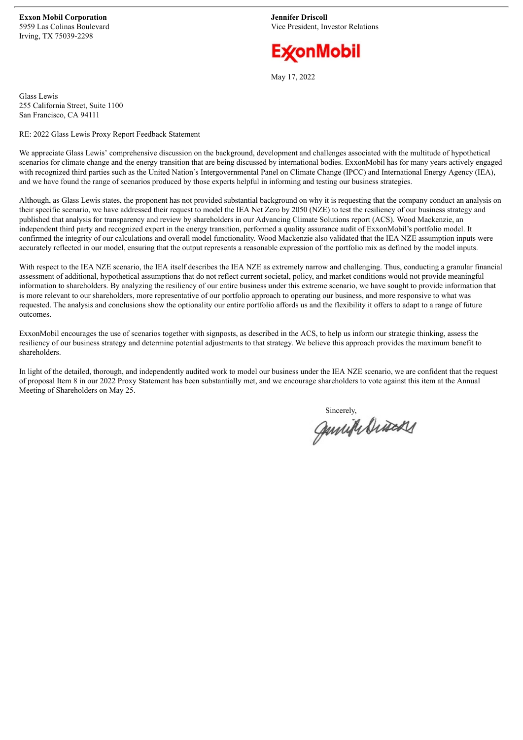**Exxon Mobil Corporation**
5959 Las Colinas Boulevard
Irving, TX 75039-2298

**Jennifer Driscoll**
Vice President, Investor Relations

ExxonMobil

May 17, 2022

Glass Lewis
255 California Street, Suite 1100
San Francisco, CA 94111

RE: 2022 Glass Lewis Proxy Report Feedback Statement

We appreciate Glass Lewis' comprehensive discussion on the background, development and challenges associated with the multitude of hypothetical scenarios for climate change and the energy transition that are being discussed by international bodies. ExxonMobil has for many years actively engaged with recognized third parties such as the United Nation's Intergovernmental Panel on Climate Change (IPCC) and International Energy Agency (IEA), and we have found the range of scenarios produced by those experts helpful in informing and testing our business strategies.

Although, as Glass Lewis states, the proponent has not provided substantial background on why it is requesting that the company conduct an analysis on their specific scenario, we have addressed their request to model the IEA Net Zero by 2050 (NZE) to test the resiliency of our business strategy and published that analysis for transparency and review by shareholders in our Advancing Climate Solutions report (ACS). Wood Mackenzie, an independent third party and recognized expert in the energy transition, performed a quality assurance audit of ExxonMobil's portfolio model. It confirmed the integrity of our calculations and overall model functionality. Wood Mackenzie also validated that the IEA NZE assumption inputs were accurately reflected in our model, ensuring that the output represents a reasonable expression of the portfolio mix as defined by the model inputs.

With respect to the IEA NZE scenario, the IEA itself describes the IEA NZE as extremely narrow and challenging. Thus, conducting a granular financial assessment of additional, hypothetical assumptions that do not reflect current societal, policy, and market conditions would not provide meaningful information to shareholders. By analyzing the resiliency of our entire business under this extreme scenario, we have sought to provide information that is more relevant to our shareholders, more representative of our portfolio approach to operating our business, and more responsive to what was requested. The analysis and conclusions show the optionality our entire portfolio affords us and the flexibility it offers to adapt to a range of future outcomes.

ExxonMobil encourages the use of scenarios together with signposts, as described in the ACS, to help us inform our strategic thinking, assess the resiliency of our business strategy and determine potential adjustments to that strategy. We believe this approach provides the maximum benefit to shareholders.

In light of the detailed, thorough, and independently audited work to model our business under the IEA NZE scenario, we are confident that the request of proposal Item 8 in our 2022 Proxy Statement has been substantially met, and we encourage shareholders to vote against this item at the Annual Meeting of Shareholders on May 25.

Sincerely,

Jennifer Driscoll